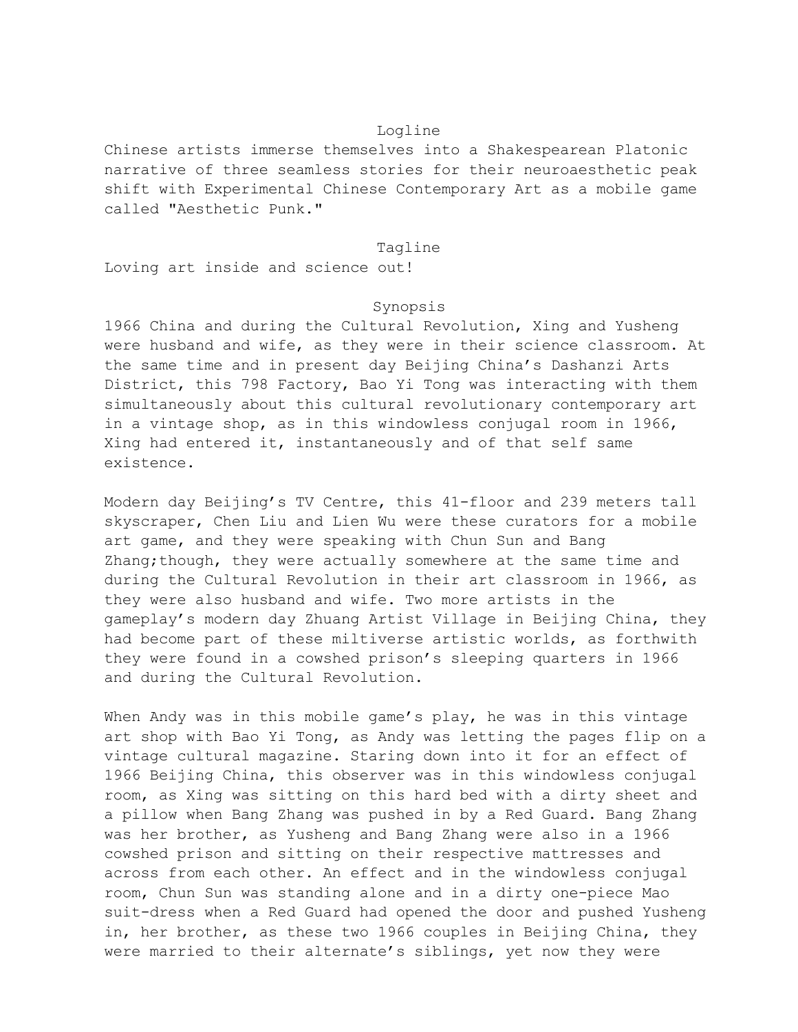## Logline

Chinese artists immerse themselves into a Shakespearean Platonic narrative of three seamless stories for their neuroaesthetic peak shift with Experimental Chinese Contemporary Art as a mobile game called "Aesthetic Punk."

## Tagline

Loving art inside and science out!

## Synopsis

1966 China and during the Cultural Revolution, Xing and Yusheng were husband and wife, as they were in their science classroom. At the same time and in present day Beijing China's Dashanzi Arts District, this 798 Factory, Bao Yi Tong was interacting with them simultaneously about this cultural revolutionary contemporary art in a vintage shop, as in this windowless conjugal room in 1966, Xing had entered it, instantaneously and of that self same existence.

Modern day Beijing's TV Centre, this 41-floor and 239 meters tall skyscraper, Chen Liu and Lien Wu were these curators for a mobile art game, and they were speaking with Chun Sun and Bang Zhang;though, they were actually somewhere at the same time and during the Cultural Revolution in their art classroom in 1966, as they were also husband and wife. Two more artists in the gameplay's modern day Zhuang Artist Village in Beijing China, they had become part of these miltiverse artistic worlds, as forthwith they were found in a cowshed prison's sleeping quarters in 1966 and during the Cultural Revolution.

When Andy was in this mobile game's play, he was in this vintage art shop with Bao Yi Tong, as Andy was letting the pages flip on a vintage cultural magazine. Staring down into it for an effect of 1966 Beijing China, this observer was in this windowless conjugal room, as Xing was sitting on this hard bed with a dirty sheet and a pillow when Bang Zhang was pushed in by a Red Guard. Bang Zhang was her brother, as Yusheng and Bang Zhang were also in a 1966 cowshed prison and sitting on their respective mattresses and across from each other. An effect and in the windowless conjugal room, Chun Sun was standing alone and in a dirty one-piece Mao suit-dress when a Red Guard had opened the door and pushed Yusheng in, her brother, as these two 1966 couples in Beijing China, they were married to their alternate's siblings, yet now they were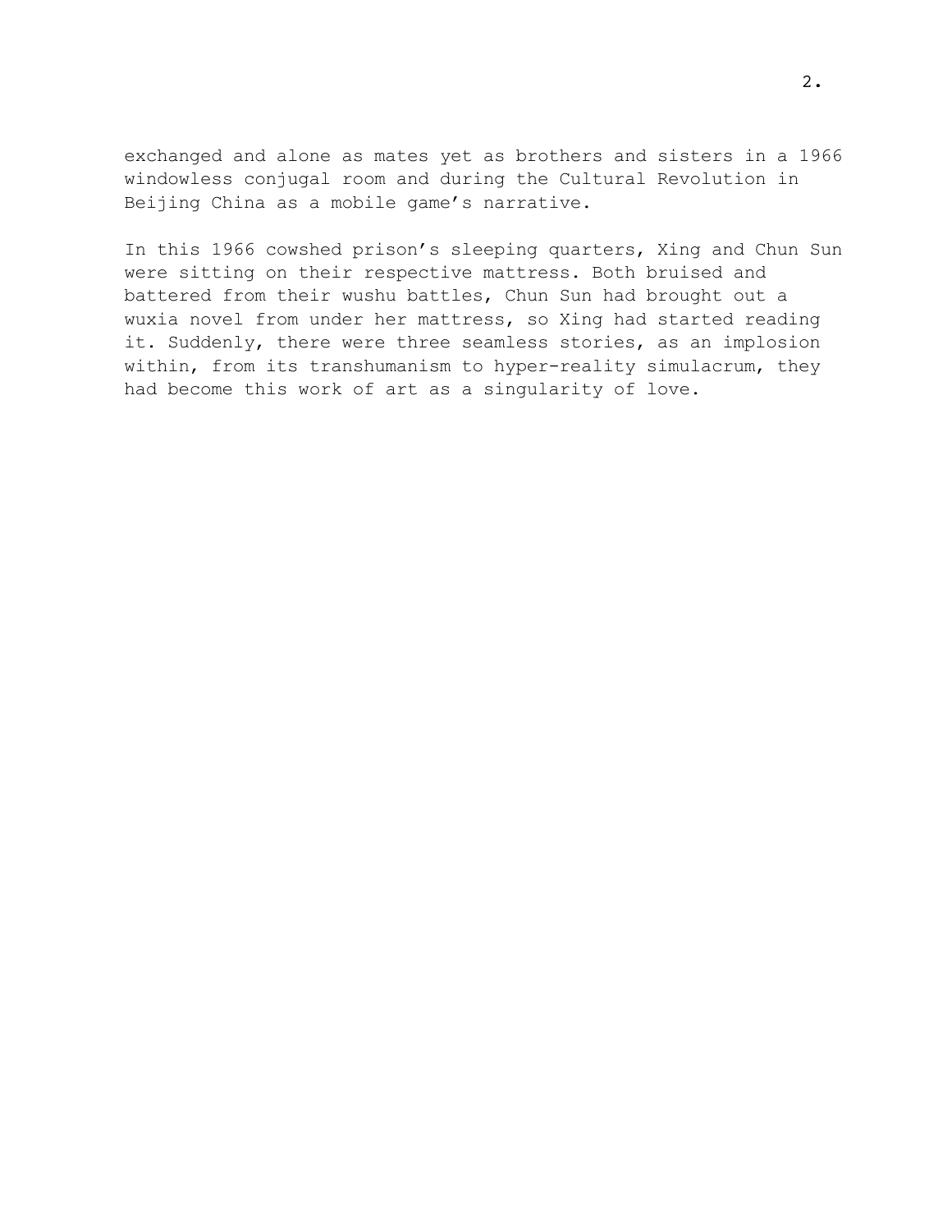exchanged and alone as mates yet as brothers and sisters in a 1966 windowless conjugal room and during the Cultural Revolution in Beijing China as a mobile game's narrative.

In this 1966 cowshed prison's sleeping quarters, Xing and Chun Sun were sitting on their respective mattress. Both bruised and battered from their wushu battles, Chun Sun had brought out a wuxia novel from under her mattress, so Xing had started reading it. Suddenly, there were three seamless stories, as an implosion within, from its transhumanism to hyper-reality simulacrum, they had become this work of art as a singularity of love.